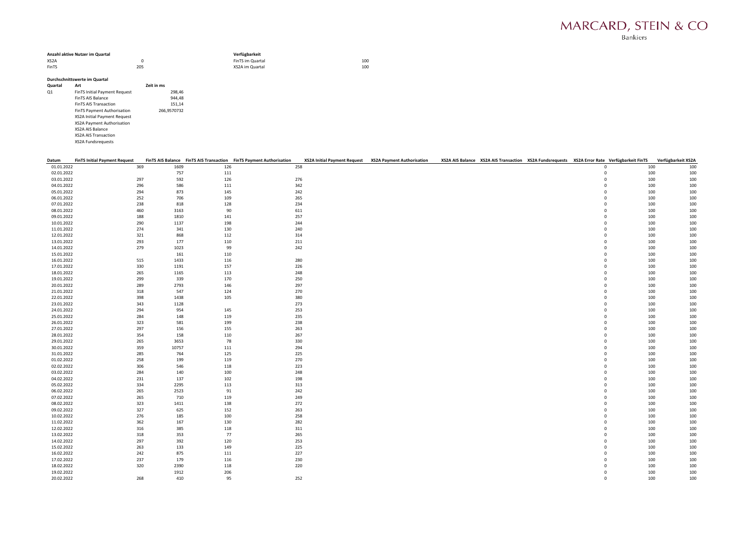MARCARD, STEIN & CO
Bankiers

**Anzahl aktive Nutzer im Quartal**

| | |
|---|---|
| XS2A | 0 |
| FinTS | 205 |

**Verfügbarkeit**

| | |
|---|---|
| FinTS im Quartal | 100 |
| XS2A im Quartal | 100 |

**Durchschnittswerte im Quartal**

| Quartal | Art | Zeit in ms |
|---|---|---|
| Q1 | FinTS Initial Payment Request | 298,46 |
| | FinTS AIS Balance | 944,48 |
| | FinTS AIS Transaction | 151,14 |
| | FinTS Payment Authorisation | 266,9570732 |
| | XS2A Initial Payment Request | |
| | XS2A Payment Authorisation | |
| | XS2A AIS Balance | |
| | XS2A AIS Transaction | |
| | XS2A Fundsrequests | |

| Datum | FinTS Initial Payment Request | FinTS AIS Balance | FinTS AIS Transaction | FinTS Payment Authorisation | XS2A Initial Payment Request | XS2A Payment Authorisation | XS2A AIS Balance | XS2A AIS Transaction | XS2A Fundsrequests | XS2A Error Rate | Verfügbarkeit FinTS | Verfügbarkeit XS2A |
|---|---|---|---|---|---|---|---|---|---|---|---|---|
| 01.01.2022 | 369 | 1609 | 126 | 258 | | | | | | 0 | 100 | 100 |
| 02.01.2022 | | 757 | 111 | | | | | | | 0 | 100 | 100 |
| 03.01.2022 | 297 | 592 | 126 | 276 | | | | | | 0 | 100 | 100 |
| 04.01.2022 | 296 | 586 | 111 | 342 | | | | | | 0 | 100 | 100 |
| 05.01.2022 | 294 | 873 | 145 | 242 | | | | | | 0 | 100 | 100 |
| 06.01.2022 | 252 | 706 | 109 | 265 | | | | | | 0 | 100 | 100 |
| 07.01.2022 | 238 | 818 | 128 | 234 | | | | | | 0 | 100 | 100 |
| 08.01.2022 | 460 | 3163 | 90 | 611 | | | | | | 0 | 100 | 100 |
| 09.01.2022 | 188 | 1810 | 141 | 257 | | | | | | 0 | 100 | 100 |
| 10.01.2022 | 290 | 1137 | 198 | 244 | | | | | | 0 | 100 | 100 |
| 11.01.2022 | 274 | 341 | 130 | 240 | | | | | | 0 | 100 | 100 |
| 12.01.2022 | 321 | 868 | 112 | 314 | | | | | | 0 | 100 | 100 |
| 13.01.2022 | 293 | 177 | 110 | 211 | | | | | | 0 | 100 | 100 |
| 14.01.2022 | 279 | 1023 | 99 | 242 | | | | | | 0 | 100 | 100 |
| 15.01.2022 | | 161 | 110 | | | | | | | 0 | 100 | 100 |
| 16.01.2022 | 515 | 1433 | 116 | 280 | | | | | | 0 | 100 | 100 |
| 17.01.2022 | 330 | 1191 | 157 | 226 | | | | | | 0 | 100 | 100 |
| 18.01.2022 | 265 | 1165 | 113 | 248 | | | | | | 0 | 100 | 100 |
| 19.01.2022 | 299 | 339 | 170 | 250 | | | | | | 0 | 100 | 100 |
| 20.01.2022 | 289 | 2793 | 146 | 297 | | | | | | 0 | 100 | 100 |
| 21.01.2022 | 318 | 547 | 124 | 270 | | | | | | 0 | 100 | 100 |
| 22.01.2022 | 398 | 1438 | 105 | 380 | | | | | | 0 | 100 | 100 |
| 23.01.2022 | 343 | 1128 | | 273 | | | | | | 0 | 100 | 100 |
| 24.01.2022 | 294 | 954 | 145 | 253 | | | | | | 0 | 100 | 100 |
| 25.01.2022 | 284 | 148 | 119 | 235 | | | | | | 0 | 100 | 100 |
| 26.01.2022 | 323 | 581 | 199 | 238 | | | | | | 0 | 100 | 100 |
| 27.01.2022 | 297 | 156 | 155 | 263 | | | | | | 0 | 100 | 100 |
| 28.01.2022 | 354 | 158 | 110 | 267 | | | | | | 0 | 100 | 100 |
| 29.01.2022 | 265 | 3653 | 78 | 330 | | | | | | 0 | 100 | 100 |
| 30.01.2022 | 359 | 10757 | 111 | 294 | | | | | | 0 | 100 | 100 |
| 31.01.2022 | 285 | 764 | 125 | 225 | | | | | | 0 | 100 | 100 |
| 01.02.2022 | 258 | 199 | 119 | 270 | | | | | | 0 | 100 | 100 |
| 02.02.2022 | 306 | 546 | 118 | 223 | | | | | | 0 | 100 | 100 |
| 03.02.2022 | 284 | 140 | 100 | 248 | | | | | | 0 | 100 | 100 |
| 04.02.2022 | 231 | 137 | 102 | 198 | | | | | | 0 | 100 | 100 |
| 05.02.2022 | 334 | 2295 | 113 | 313 | | | | | | 0 | 100 | 100 |
| 06.02.2022 | 265 | 2523 | 91 | 242 | | | | | | 0 | 100 | 100 |
| 07.02.2022 | 265 | 710 | 119 | 249 | | | | | | 0 | 100 | 100 |
| 08.02.2022 | 323 | 1411 | 138 | 272 | | | | | | 0 | 100 | 100 |
| 09.02.2022 | 327 | 625 | 152 | 263 | | | | | | 0 | 100 | 100 |
| 10.02.2022 | 276 | 185 | 100 | 258 | | | | | | 0 | 100 | 100 |
| 11.02.2022 | 362 | 167 | 130 | 282 | | | | | | 0 | 100 | 100 |
| 12.02.2022 | 316 | 385 | 118 | 311 | | | | | | 0 | 100 | 100 |
| 13.02.2022 | 318 | 353 | 77 | 265 | | | | | | 0 | 100 | 100 |
| 14.02.2022 | 297 | 392 | 120 | 253 | | | | | | 0 | 100 | 100 |
| 15.02.2022 | 263 | 133 | 149 | 225 | | | | | | 0 | 100 | 100 |
| 16.02.2022 | 242 | 875 | 111 | 227 | | | | | | 0 | 100 | 100 |
| 17.02.2022 | 237 | 179 | 116 | 230 | | | | | | 0 | 100 | 100 |
| 18.02.2022 | 320 | 2390 | 118 | 220 | | | | | | 0 | 100 | 100 |
| 19.02.2022 | | 1912 | 206 | | | | | | | 0 | 100 | 100 |
| 20.02.2022 | 268 | 410 | 95 | 252 | | | | | | 0 | 100 | 100 |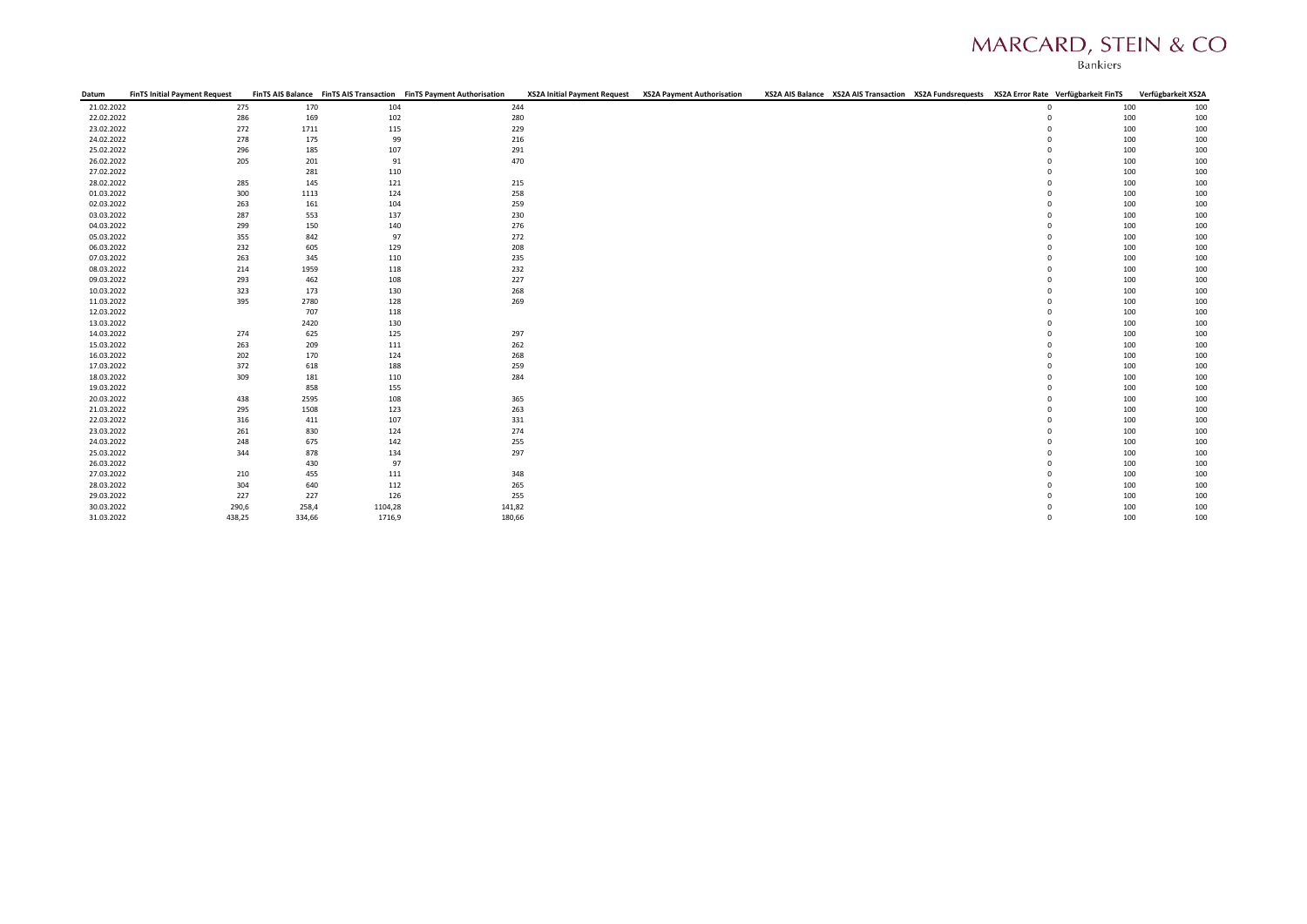| Datum | FinTS Initial Payment Request | FinTS AIS Balance | FinTS AIS Transaction | FinTS Payment Authorisation | XS2A Initial Payment Request | XS2A Payment Authorisation | XS2A AIS Balance | XS2A AIS Transaction | XS2A Fundsrequests | XS2A Error Rate | Verfügbarkeit FinTS | Verfügbarkeit XS2A |
|---|---|---|---|---|---|---|---|---|---|---|---|---|
| 21.02.2022 | 275 | 170 | 104 | 244 | | | | | | 0 | 100 | 100 |
| 22.02.2022 | 286 | 169 | 102 | 280 | | | | | | 0 | 100 | 100 |
| 23.02.2022 | 272 | 1711 | 115 | 229 | | | | | | 0 | 100 | 100 |
| 24.02.2022 | 278 | 175 | 99 | 216 | | | | | | 0 | 100 | 100 |
| 25.02.2022 | 296 | 185 | 107 | 291 | | | | | | 0 | 100 | 100 |
| 26.02.2022 | 205 | 201 | 91 | 470 | | | | | | 0 | 100 | 100 |
| 27.02.2022 | | 281 | 110 | | | | | | | 0 | 100 | 100 |
| 28.02.2022 | 285 | 145 | 121 | 215 | | | | | | 0 | 100 | 100 |
| 01.03.2022 | 300 | 1113 | 124 | 258 | | | | | | 0 | 100 | 100 |
| 02.03.2022 | 263 | 161 | 104 | 259 | | | | | | 0 | 100 | 100 |
| 03.03.2022 | 287 | 553 | 137 | 230 | | | | | | 0 | 100 | 100 |
| 04.03.2022 | 299 | 150 | 140 | 276 | | | | | | 0 | 100 | 100 |
| 05.03.2022 | 355 | 842 | 97 | 272 | | | | | | 0 | 100 | 100 |
| 06.03.2022 | 232 | 605 | 129 | 208 | | | | | | 0 | 100 | 100 |
| 07.03.2022 | 263 | 345 | 110 | 235 | | | | | | 0 | 100 | 100 |
| 08.03.2022 | 214 | 1959 | 118 | 232 | | | | | | 0 | 100 | 100 |
| 09.03.2022 | 293 | 462 | 108 | 227 | | | | | | 0 | 100 | 100 |
| 10.03.2022 | 323 | 173 | 130 | 268 | | | | | | 0 | 100 | 100 |
| 11.03.2022 | 395 | 2780 | 128 | 269 | | | | | | 0 | 100 | 100 |
| 12.03.2022 | | 707 | 118 | | | | | | | 0 | 100 | 100 |
| 13.03.2022 | | 2420 | 130 | | | | | | | 0 | 100 | 100 |
| 14.03.2022 | 274 | 625 | 125 | 297 | | | | | | 0 | 100 | 100 |
| 15.03.2022 | 263 | 209 | 111 | 262 | | | | | | 0 | 100 | 100 |
| 16.03.2022 | 202 | 170 | 124 | 268 | | | | | | 0 | 100 | 100 |
| 17.03.2022 | 372 | 618 | 188 | 259 | | | | | | 0 | 100 | 100 |
| 18.03.2022 | 309 | 181 | 110 | 284 | | | | | | 0 | 100 | 100 |
| 19.03.2022 | | 858 | 155 | | | | | | | 0 | 100 | 100 |
| 20.03.2022 | 438 | 2595 | 108 | 365 | | | | | | 0 | 100 | 100 |
| 21.03.2022 | 295 | 1508 | 123 | 263 | | | | | | 0 | 100 | 100 |
| 22.03.2022 | 316 | 411 | 107 | 331 | | | | | | 0 | 100 | 100 |
| 23.03.2022 | 261 | 830 | 124 | 274 | | | | | | 0 | 100 | 100 |
| 24.03.2022 | 248 | 675 | 142 | 255 | | | | | | 0 | 100 | 100 |
| 25.03.2022 | 344 | 878 | 134 | 297 | | | | | | 0 | 100 | 100 |
| 26.03.2022 | | 430 | 97 | | | | | | | 0 | 100 | 100 |
| 27.03.2022 | 210 | 455 | 111 | 348 | | | | | | 0 | 100 | 100 |
| 28.03.2022 | 304 | 640 | 112 | 265 | | | | | | 0 | 100 | 100 |
| 29.03.2022 | 227 | 227 | 126 | 255 | | | | | | 0 | 100 | 100 |
| 30.03.2022 | 290,6 | 258,4 | 1104,28 | 141,82 | | | | | | 0 | 100 | 100 |
| 31.03.2022 | 438,25 | 334,66 | 1716,9 | 180,66 | | | | | | 0 | 100 | 100 |